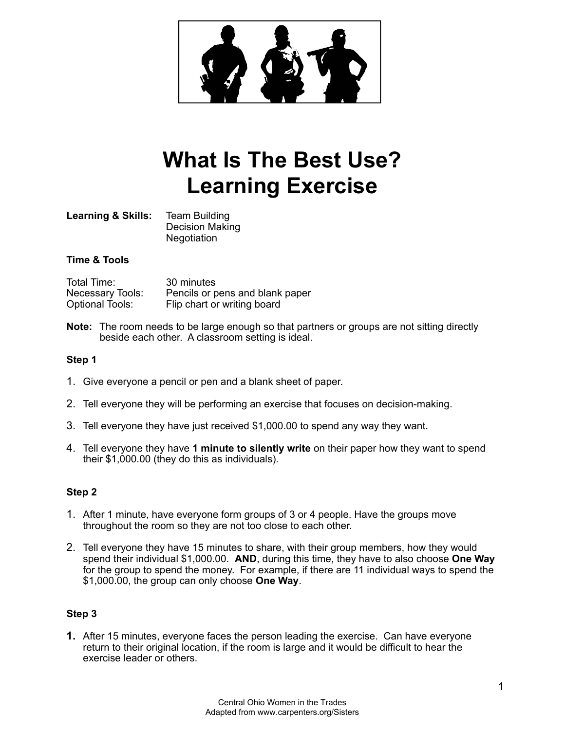# What Is The Best Use?
# Learning Exercise

**Learning & Skills:** Team Building
Decision Making
Negotiation

**Time & Tools**

| | |
|---|---|
| Total Time: | 30 minutes |
| Necessary Tools: | Pencils or pens and blank paper |
| Optional Tools: | Flip chart or writing board |

**Note:** The room needs to be large enough so that partners or groups are not sitting directly beside each other. A classroom setting is ideal.

**Step 1**

1. Give everyone a pencil or pen and a blank sheet of paper.
2. Tell everyone they will be performing an exercise that focuses on decision-making.
3. Tell everyone they have just received $1,000.00 to spend any way they want.
4. Tell everyone they have **1 minute to silently write** on their paper how they want to spend their $1,000.00 (they do this as individuals).

**Step 2**

1. After 1 minute, have everyone form groups of 3 or 4 people. Have the groups move throughout the room so they are not too close to each other.
2. Tell everyone they have 15 minutes to share, with their group members, how they would spend their individual $1,000.00. **AND**, during this time, they have to also choose **One Way** for the group to spend the money. For example, if there are 11 individual ways to spend the $1,000.00, the group can only choose **One Way**.

**Step 3**

1. After 15 minutes, everyone faces the person leading the exercise. Can have everyone return to their original location, if the room is large and it would be difficult to hear the exercise leader or others.

Central Ohio Women in the Trades
Adapted from www.carpenters.org/Sisters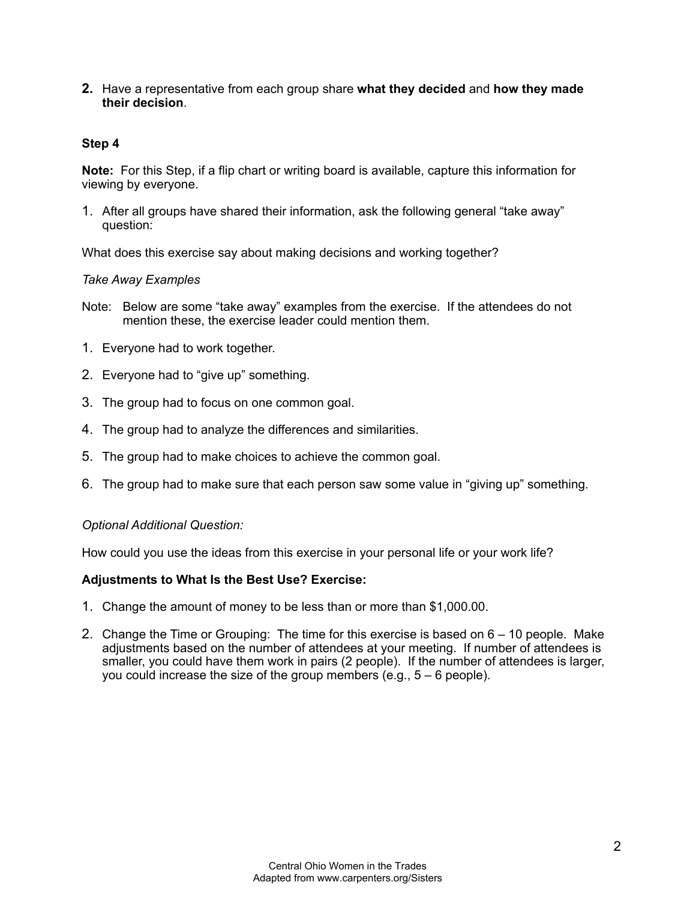2. Have a representative from each group share **what they decided** and **how they made their decision**.

**Step 4**

**Note:** For this Step, if a flip chart or writing board is available, capture this information for viewing by everyone.

1. After all groups have shared their information, ask the following general "take away" question:

What does this exercise say about making decisions and working together?

*Take Away Examples*

Note: Below are some "take away" examples from the exercise. If the attendees do not mention these, the exercise leader could mention them.

1. Everyone had to work together.
2. Everyone had to "give up" something.
3. The group had to focus on one common goal.
4. The group had to analyze the differences and similarities.
5. The group had to make choices to achieve the common goal.
6. The group had to make sure that each person saw some value in "giving up" something.

*Optional Additional Question:*

How could you use the ideas from this exercise in your personal life or your work life?

**Adjustments to What Is the Best Use? Exercise:**

1. Change the amount of money to be less than or more than $1,000.00.
2. Change the Time or Grouping: The time for this exercise is based on 6 – 10 people. Make adjustments based on the number of attendees at your meeting. If number of attendees is smaller, you could have them work in pairs (2 people). If the number of attendees is larger, you could increase the size of the group members (e.g., 5 – 6 people).

Central Ohio Women in the Trades
Adapted from www.carpenters.org/Sisters